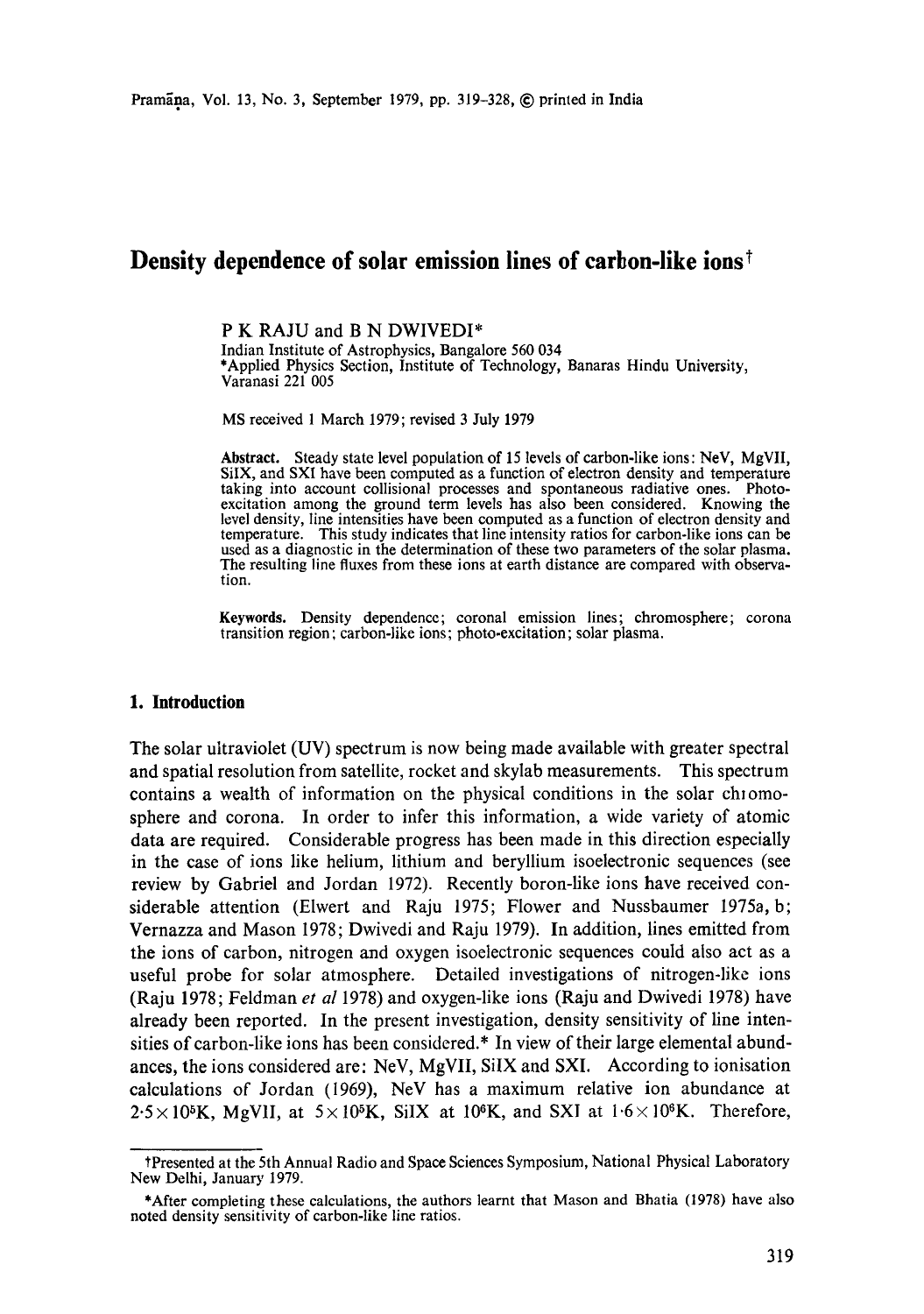# Density dependence of solar emission lines of carbon-like ions[†]

P K RAJU and B N DWIVEDI*

Indian Institute of Astrophysics, Bangalore 560 034

*Applied Physics Section, Institute of Technology, Banaras Hindu University, Varanasi 221 005

MS received 1 March 1979; revised 3 July 1979

**Abstract.** Steady state level population of 15 levels of carbon-like ions: NeV, MgVII, SiIX, and SXI have been computed as a function of electron density and temperature taking into account collisional processes and spontaneous radiative ones. Photo-excitation among the ground term levels has also been considered. Knowing the level density, line intensities have been computed as a function of electron density and temperature. This study indicates that line intensity ratios for carbon-like ions can be used as a diagnostic in the determination of these two parameters of the solar plasma. The resulting line fluxes from these ions at earth distance are compared with observation.

**Keywords.** Density dependence; coronal emission lines; chromosphere; corona transition region; carbon-like ions; photo-excitation; solar plasma.

## 1. Introduction

The solar ultraviolet (UV) spectrum is now being made available with greater spectral and spatial resolution from satellite, rocket and skylab measurements. This spectrum contains a wealth of information on the physical conditions in the solar chromosphere and corona. In order to infer this information, a wide variety of atomic data are required. Considerable progress has been made in this direction especially in the case of ions like helium, lithium and beryllium isoelectronic sequences (see review by Gabriel and Jordan 1972). Recently boron-like ions have received considerable attention (Elwert and Raju 1975; Flower and Nussbaumer 1975a, b; Vernazza and Mason 1978; Dwivedi and Raju 1979). In addition, lines emitted from the ions of carbon, nitrogen and oxygen isoelectronic sequences could also act as a useful probe for solar atmosphere. Detailed investigations of nitrogen-like ions (Raju 1978; Feldman *et al* 1978) and oxygen-like ions (Raju and Dwivedi 1978) have already been reported. In the present investigation, density sensitivity of line intensities of carbon-like ions has been considered.* In view of their large elemental abundances, the ions considered are: NeV, MgVII, SiIX and SXI. According to ionisation calculations of Jordan (1969), NeV has a maximum relative ion abundance at $2{\cdot}5\times10^{5}$K, MgVII, at $5\times10^{5}$K, SiIX at $10^{6}$K, and SXI at $1{\cdot}6\times10^{6}$K. Therefore,

---

†Presented at the 5th Annual Radio and Space Sciences Symposium, National Physical Laboratory New Delhi, January 1979.

*After completing these calculations, the authors learnt that Mason and Bhatia (1978) have also noted density sensitivity of carbon-like line ratios.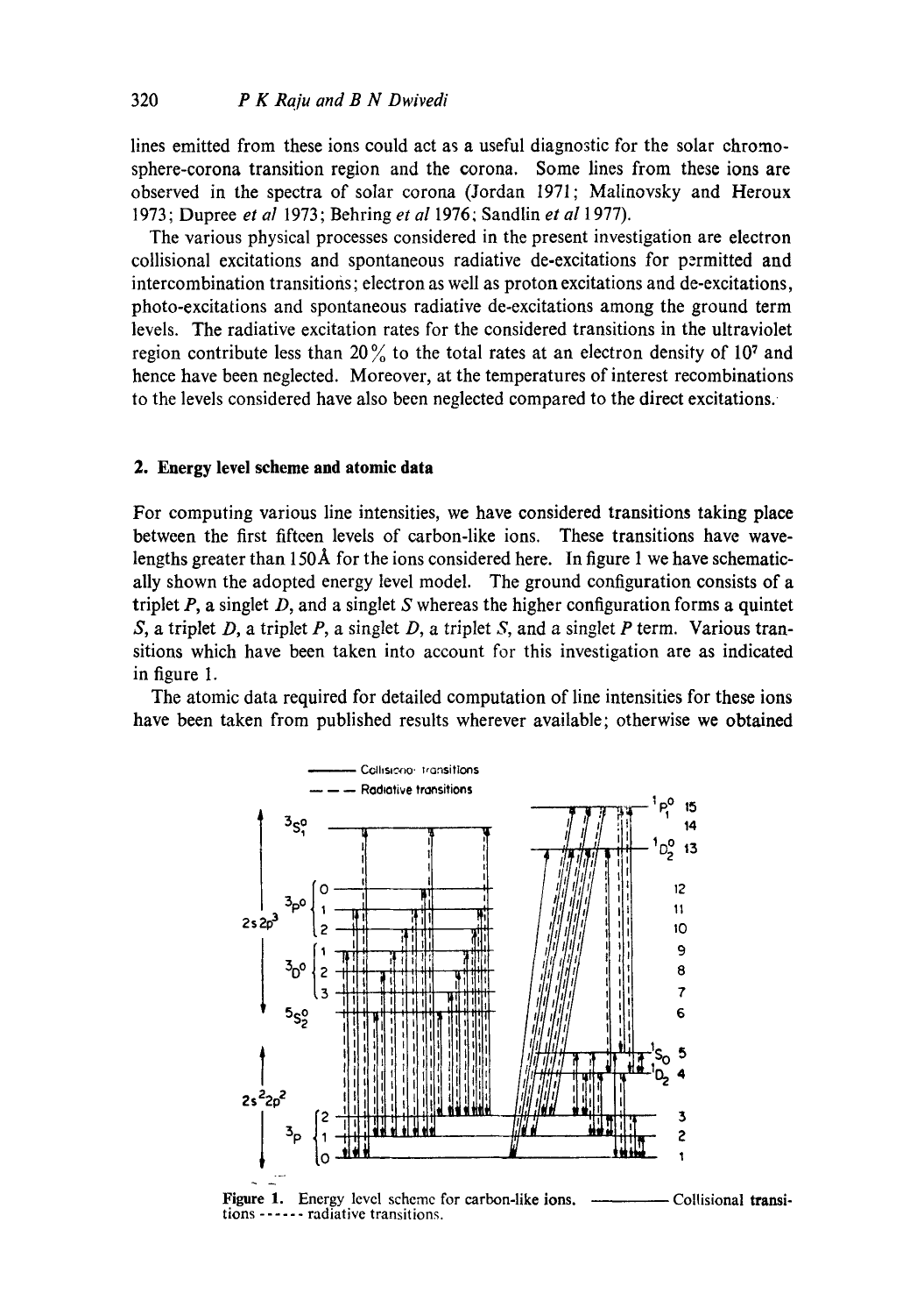lines emitted from these ions could act as a useful diagnostic for the solar chromosphere-corona transition region and the corona. Some lines from these ions are observed in the spectra of solar corona (Jordan 1971; Malinovsky and Heroux 1973; Dupree *et al* 1973; Behring *et al* 1976; Sandlin *et al* 1977).

The various physical processes considered in the present investigation are electron collisional excitations and spontaneous radiative de-excitations for permitted and intercombination transitions; electron as well as proton excitations and de-excitations, photo-excitations and spontaneous radiative de-excitations among the ground term levels. The radiative excitation rates for the considered transitions in the ultraviolet region contribute less than 20% to the total rates at an electron density of $10^7$ and hence have been neglected. Moreover, at the temperatures of interest recombinations to the levels considered have also been neglected compared to the direct excitations.

## 2. Energy level scheme and atomic data

For computing various line intensities, we have considered transitions taking place between the first fifteen levels of carbon-like ions. These transitions have wavelengths greater than 150Å for the ions considered here. In figure 1 we have schematically shown the adopted energy level model. The ground configuration consists of a triplet *P*, a singlet *D*, and a singlet *S* whereas the higher configuration forms a quintet *S*, a triplet *D*, a triplet *P*, a singlet *D*, a triplet *S*, and a singlet *P* term. Various transitions which have been taken into account for this investigation are as indicated in figure 1.

The atomic data required for detailed computation of line intensities for these ions have been taken from published results wherever available; otherwise we obtained

**Figure 1.** Energy level scheme for carbon-like ions. ———— Collisional transitions ------ radiative transitions.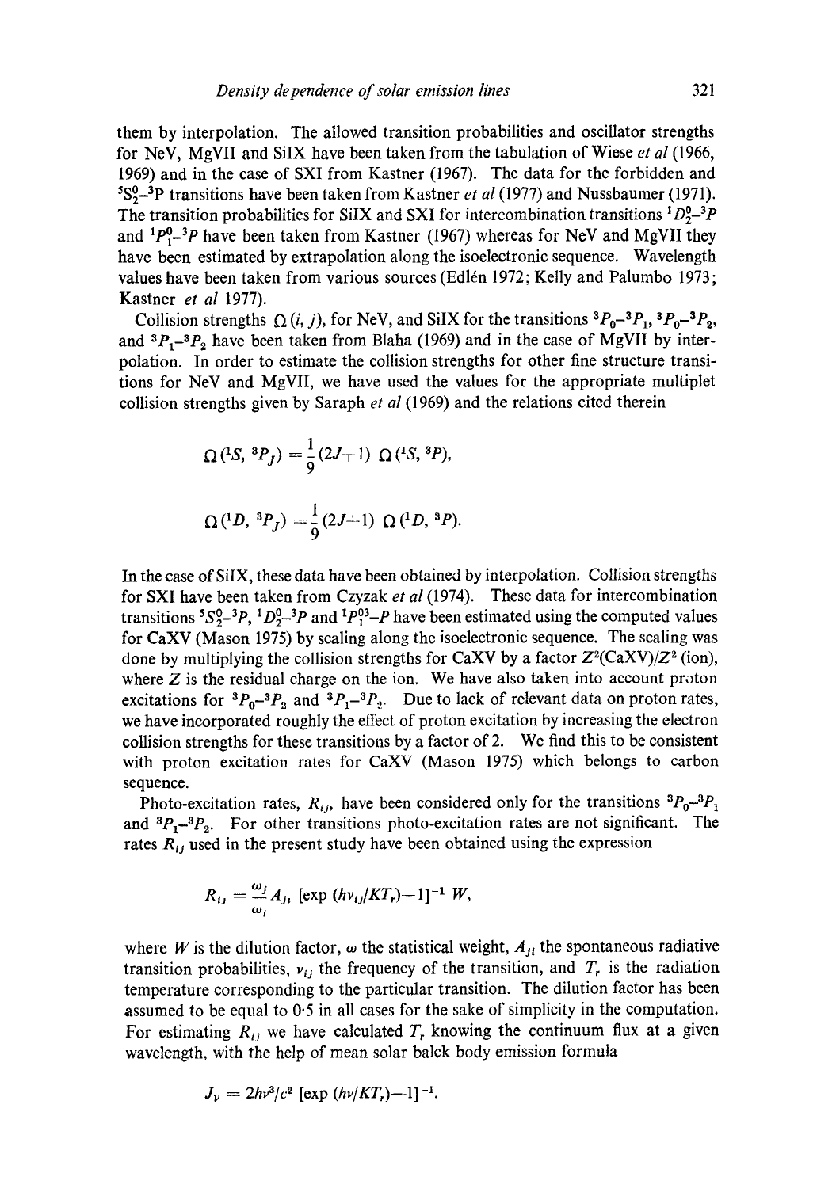them by interpolation. The allowed transition probabilities and oscillator strengths for NeV, MgVII and SiIX have been taken from the tabulation of Wiese *et al* (1966, 1969) and in the case of SXI from Kastner (1967). The data for the forbidden and $^5S^0_2$–$^3P$ transitions have been taken from Kastner *et al* (1977) and Nussbaumer (1971). The transition probabilities for SiIX and SXI for intercombination transitions $^1D^0_2$–$^3P$ and $^1P^0_1$–$^3P$ have been taken from Kastner (1967) whereas for NeV and MgVII they have been estimated by extrapolation along the isoelectronic sequence. Wavelength values have been taken from various sources (Edlén 1972; Kelly and Palumbo 1973; Kastner *et al* 1977).

Collision strengths $\Omega(i, j)$, for NeV, and SiIX for the transitions $^3P_0$–$^3P_1$, $^3P_0$–$^3P_2$, and $^3P_1$–$^3P_2$ have been taken from Blaha (1969) and in the case of MgVII by interpolation. In order to estimate the collision strengths for other fine structure transitions for NeV and MgVII, we have used the values for the appropriate multiplet collision strengths given by Saraph *et al* (1969) and the relations cited therein

$$\Omega(^1S, {}^3P_J) = \frac{1}{9}(2J+1)\ \Omega(^1S, {}^3P),$$

$$\Omega(^1D, {}^3P_J) = \frac{1}{9}(2J+1)\ \Omega(^1D, {}^3P).$$

In the case of SiIX, these data have been obtained by interpolation. Collision strengths for SXI have been taken from Czyzak *et al* (1974). These data for intercombination transitions $^5S^0_2$–$^3P$, $^1D^0_2$–$^3P$ and $^1P^{03}_1$–$P$ have been estimated using the computed values for CaXV (Mason 1975) by scaling along the isoelectronic sequence. The scaling was done by multiplying the collision strengths for CaXV by a factor $Z^2(\text{CaXV})/Z^2$ (ion), where $Z$ is the residual charge on the ion. We have also taken into account proton excitations for $^3P_0$–$^3P_2$ and $^3P_1$–$^3P_2$. Due to lack of relevant data on proton rates, we have incorporated roughly the effect of proton excitation by increasing the electron collision strengths for these transitions by a factor of 2. We find this to be consistent with proton excitation rates for CaXV (Mason 1975) which belongs to carbon sequence.

Photo-excitation rates, $R_{ij}$, have been considered only for the transitions $^3P_0$–$^3P_1$ and $^3P_1$–$^3P_2$. For other transitions photo-excitation rates are not significant. The rates $R_{ij}$ used in the present study have been obtained using the expression

$$R_{ij} = \frac{\omega_j}{\omega_i} A_{ji}\ [\exp\,(h\nu_{ij}/KT_r) - 1]^{-1}\ W,$$

where $W$ is the dilution factor, $\omega$ the statistical weight, $A_{ji}$ the spontaneous radiative transition probabilities, $\nu_{ij}$ the frequency of the transition, and $T_r$ is the radiation temperature corresponding to the particular transition. The dilution factor has been assumed to be equal to 0·5 in all cases for the sake of simplicity in the computation. For estimating $R_{ij}$ we have calculated $T_r$ knowing the continuum flux at a given wavelength, with the help of mean solar balck body emission formula

$$J_\nu = 2h\nu^3/c^2\ [\exp\,(h\nu/KT_r) - 1]^{-1}.$$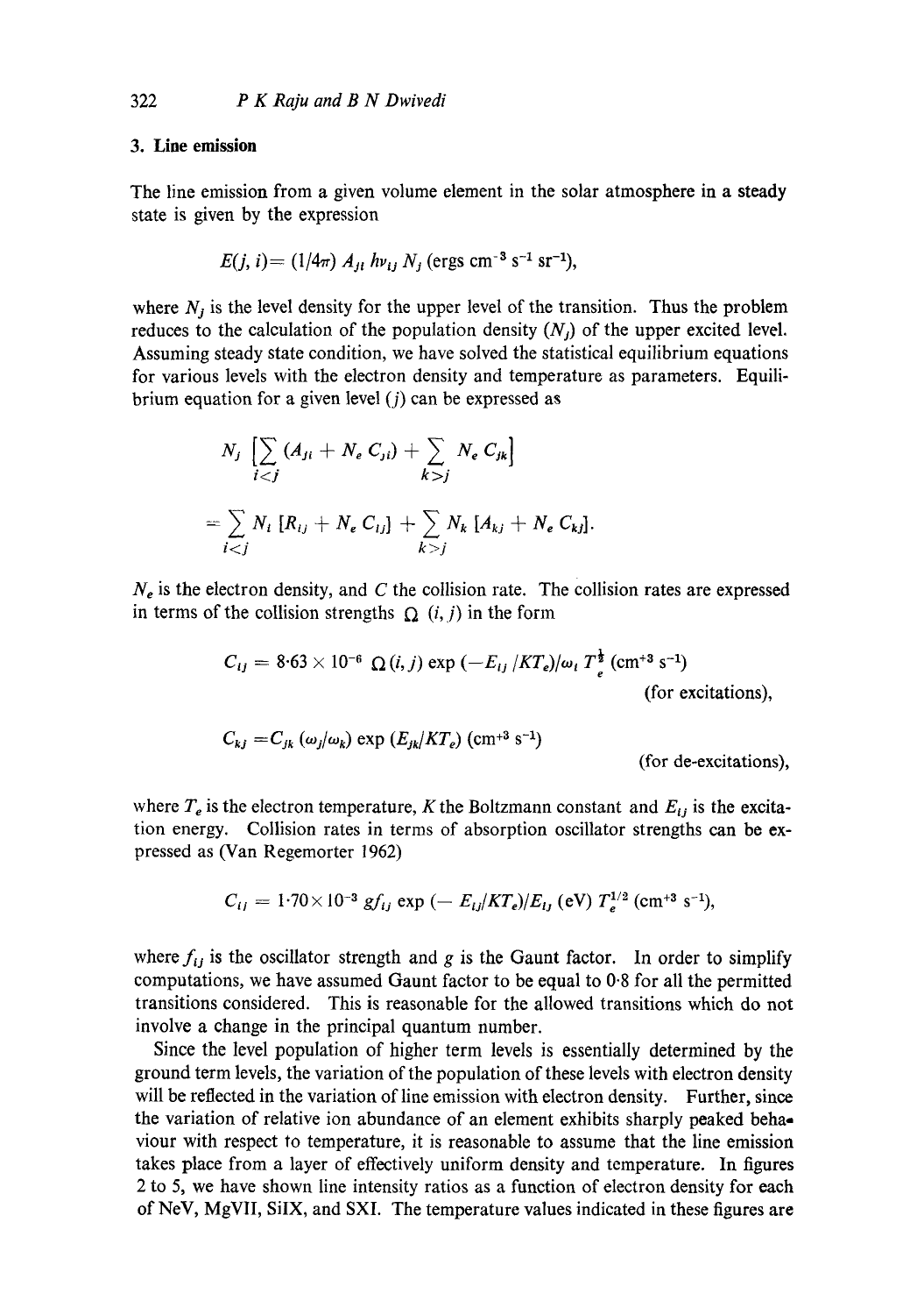## 3. Line emission

The line emission from a given volume element in the solar atmosphere in a steady state is given by the expression

$$E(j, i) = (1/4\pi)\, A_{ji}\, h\nu_{ij}\, N_j \text{ (ergs cm}^{-3}\text{ s}^{-1}\text{ sr}^{-1}),$$

where $N_j$ is the level density for the upper level of the transition. Thus the problem reduces to the calculation of the population density ($N_j$) of the upper excited level. Assuming steady state condition, we have solved the statistical equilibrium equations for various levels with the electron density and temperature as parameters. Equilibrium equation for a given level ($j$) can be expressed as

$$N_j \left[\sum_{i<j} (A_{ji} + N_e C_{ji}) + \sum_{k>j} N_e C_{jk}\right]$$

$$= \sum_{i<j} N_i \left[R_{ij} + N_e C_{ij}\right] + \sum_{k>j} N_k \left[A_{kj} + N_e C_{kj}\right].$$

$N_e$ is the electron density, and $C$ the collision rate. The collision rates are expressed in terms of the collision strengths $\Omega$ $(i, j)$ in the form

$$C_{ij} = 8{\cdot}63 \times 10^{-6}\; \Omega(i, j) \exp(-E_{ij}/KT_e)/\omega_i\, T_e^{\frac{1}{2}} \text{ (cm}^{+3}\text{ s}^{-1}) \quad \text{(for excitations)},$$

$$C_{kj} = C_{jk}\, (\omega_j/\omega_k) \exp(E_{jk}/KT_e) \text{ (cm}^{+3}\text{ s}^{-1}) \quad \text{(for de-excitations)},$$

where $T_e$ is the electron temperature, $K$ the Boltzmann constant and $E_{ij}$ is the excitation energy. Collision rates in terms of absorption oscillator strengths can be expressed as (Van Regemorter 1962)

$$C_{ij} = 1{\cdot}70 \times 10^{-3}\, g f_{ij} \exp(-E_{ij}/KT_e)/E_{ij}\,(\text{eV})\; T_e^{1/2} \text{ (cm}^{+3}\text{ s}^{-1}),$$

where $f_{ij}$ is the oscillator strength and $g$ is the Gaunt factor. In order to simplify computations, we have assumed Gaunt factor to be equal to 0·8 for all the permitted transitions considered. This is reasonable for the allowed transitions which do not involve a change in the principal quantum number.

Since the level population of higher term levels is essentially determined by the ground term levels, the variation of the population of these levels with electron density will be reflected in the variation of line emission with electron density. Further, since the variation of relative ion abundance of an element exhibits sharply peaked behaviour with respect to temperature, it is reasonable to assume that the line emission takes place from a layer of effectively uniform density and temperature. In figures 2 to 5, we have shown line intensity ratios as a function of electron density for each of NeV, MgVII, SiIX, and SXI. The temperature values indicated in these figures are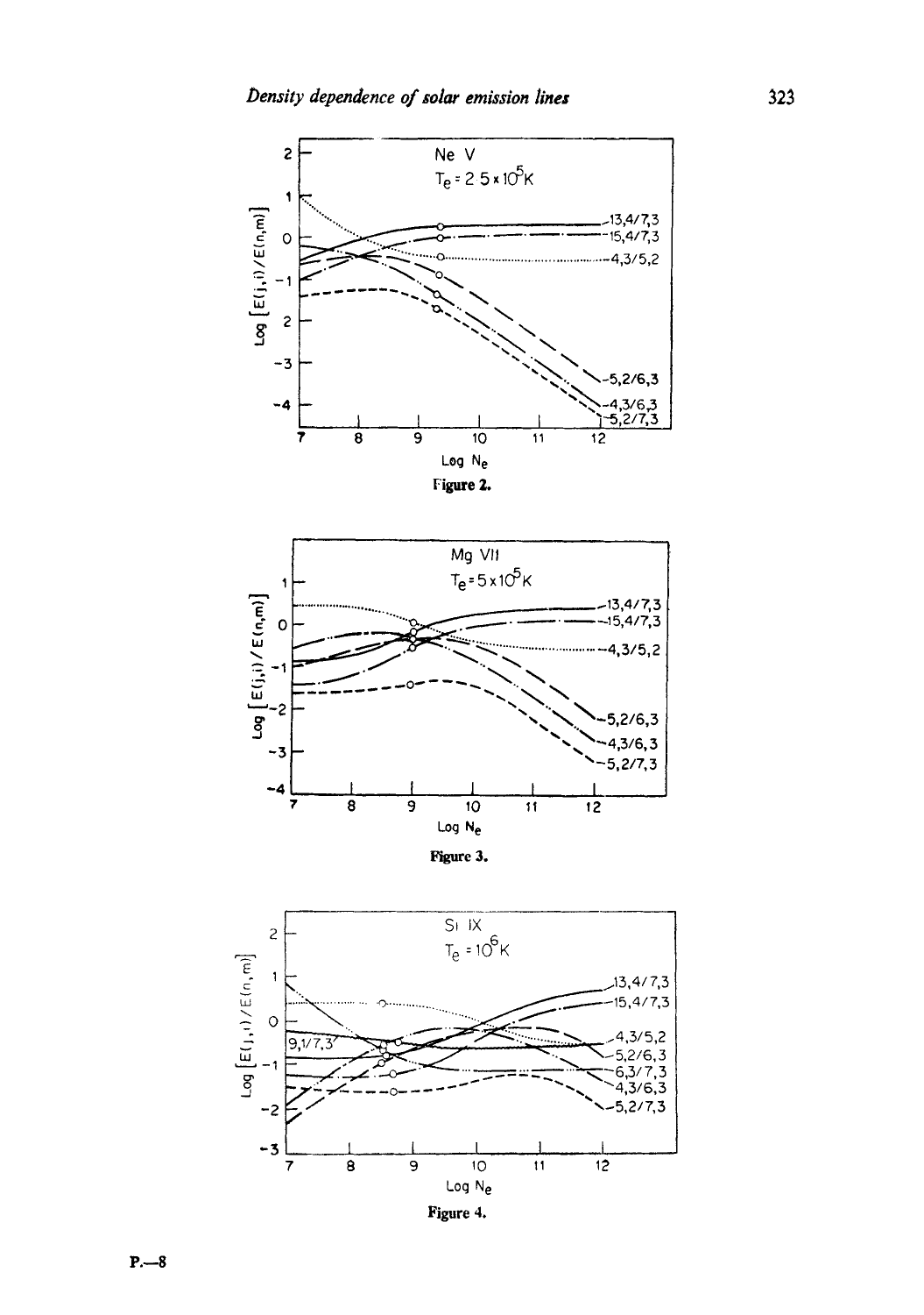Figure 2.

Figure 3.

Figure 4.

P.—8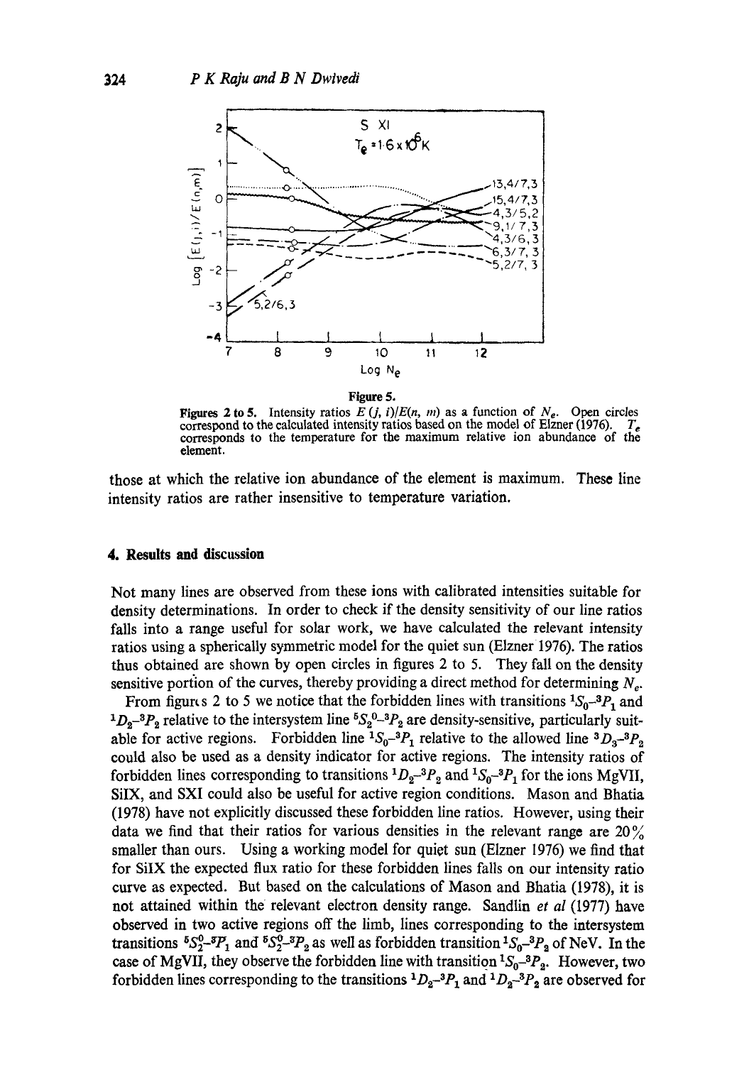Figure 5.

Figures 2 to 5. Intensity ratios $E(j, i)/E(n, m)$ as a function of $N_e$. Open circles correspond to the calculated intensity ratios based on the model of Elzner (1976). $T_e$ corresponds to the temperature for the maximum relative ion abundance of the element.

those at which the relative ion abundance of the element is maximum. These line intensity ratios are rather insensitive to temperature variation.

## 4. Results and discussion

Not many lines are observed from these ions with calibrated intensities suitable for density determinations. In order to check if the density sensitivity of our line ratios falls into a range useful for solar work, we have calculated the relevant intensity ratios using a spherically symmetric model for the quiet sun (Elzner 1976). The ratios thus obtained are shown by open circles in figures 2 to 5. They fall on the density sensitive portion of the curves, thereby providing a direct method for determining $N_e$.

From figures 2 to 5 we notice that the forbidden lines with transitions ${}^1S_0$–${}^3P_1$ and ${}^1D_2$–${}^3P_2$ relative to the intersystem line ${}^5S_2^0$–${}^3P_2$ are density-sensitive, particularly suitable for active regions. Forbidden line ${}^1S_0$–${}^3P_1$ relative to the allowed line ${}^3D_3$–${}^3P_2$ could also be used as a density indicator for active regions. The intensity ratios of forbidden lines corresponding to transitions ${}^1D_2$–${}^3P_2$ and ${}^1S_0$–${}^3P_1$ for the ions MgVII, SiIX, and SXI could also be useful for active region conditions. Mason and Bhatia (1978) have not explicitly discussed these forbidden line ratios. However, using their data we find that their ratios for various densities in the relevant range are 20% smaller than ours. Using a working model for quiet sun (Elzner 1976) we find that for SiIX the expected flux ratio for these forbidden lines falls on our intensity ratio curve as expected. But based on the calculations of Mason and Bhatia (1978), it is not attained within the relevant electron density range. Sandlin *et al* (1977) have observed in two active regions off the limb, lines corresponding to the intersystem transitions ${}^5S_2^0$–${}^3P_1$ and ${}^5S_2^0$–${}^3P_2$ as well as forbidden transition ${}^1S_0$–${}^3P_2$ of NeV. In the case of MgVII, they observe the forbidden line with transition ${}^1S_0$–${}^3P_2$. However, two forbidden lines corresponding to the transitions ${}^1D_2$–${}^3P_1$ and ${}^1D_2$–${}^3P_2$ are observed for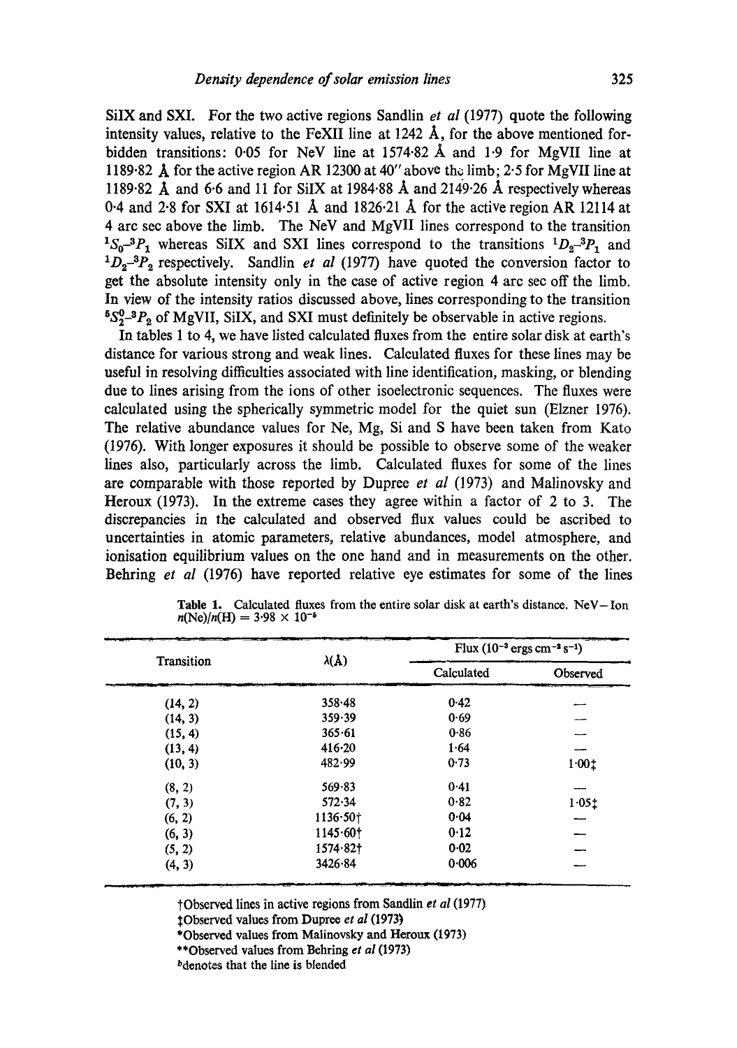SiIX and SXI. For the two active regions Sandlin *et al* (1977) quote the following intensity values, relative to the FeXII line at 1242 Å, for the above mentioned forbidden transitions: 0·05 for NeV line at 1574·82 Å and 1·9 for MgVII line at 1189·82 Å for the active region AR 12300 at 40″ above the limb; 2·5 for MgVII line at 1189·82 Å and 6·6 and 11 for SiIX at 1984·88 Å and 2149·26 Å respectively whereas 0·4 and 2·8 for SXI at 1614·51 Å and 1826·21 Å for the active region AR 12114 at 4 arc sec above the limb. The NeV and MgVII lines correspond to the transition $^1S_0$–$^3P_1$ whereas SiIX and SXI lines correspond to the transitions $^1D_2$–$^3P_1$ and $^1D_2$–$^3P_2$ respectively. Sandlin *et al* (1977) have quoted the conversion factor to get the absolute intensity only in the case of active region 4 arc sec off the limb. In view of the intensity ratios discussed above, lines corresponding to the transition $^5S_2^0$–$^3P_2$ of MgVII, SiIX, and SXI must definitely be observable in active regions.

In tables 1 to 4, we have listed calculated fluxes from the entire solar disk at earth's distance for various strong and weak lines. Calculated fluxes for these lines may be useful in resolving difficulties associated with line identification, masking, or blending due to lines arising from the ions of other isoelectronic sequences. The fluxes were calculated using the spherically symmetric model for the quiet sun (Elzner 1976). The relative abundance values for Ne, Mg, Si and S have been taken from Kato (1976). With longer exposures it should be possible to observe some of the weaker lines also, particularly across the limb. Calculated fluxes for some of the lines are comparable with those reported by Dupree *et al* (1973) and Malinovsky and Heroux (1973). In the extreme cases they agree within a factor of 2 to 3. The discrepancies in the calculated and observed flux values could be ascribed to uncertainties in atomic parameters, relative abundances, model atmosphere, and ionisation equilibrium values on the one hand and in measurements on the other. Behring *et al* (1976) have reported relative eye estimates for some of the lines

**Table 1.** Calculated fluxes from the entire solar disk at earth's distance. NeV—Ion $n(\mathrm{Ne})/n(\mathrm{H}) = 3{\cdot}98 \times 10^{-5}$

| Transition | λ(Å) | Flux ($10^{-3}$ ergs cm$^{-2}$ s$^{-1}$) | |
|---|---|---|---|
| | | Calculated | Observed |
| (14, 2) | 358·48 | 0·42 | — |
| (14, 3) | 359·39 | 0·69 | — |
| (15, 4) | 365·61 | 0·86 | — |
| (13, 4) | 416·20 | 1·64 | — |
| (10, 3) | 482·99 | 0·73 | 1·00‡ |
| (8, 2) | 569·83 | 0·41 | — |
| (7, 3) | 572·34 | 0·82 | 1·05‡ |
| (6, 2) | 1136·50† | 0·04 | — |
| (6, 3) | 1145·60† | 0·12 | — |
| (5, 2) | 1574·82† | 0·02 | — |
| (4, 3) | 3426·84 | 0·006 | — |

†Observed lines in active regions from Sandlin *et al* (1977)
‡Observed values from Dupree *et al* (1973)
*Observed values from Malinovsky and Heroux (1973)
**Observed values from Behring *et al* (1973)
ᵇdenotes that the line is blended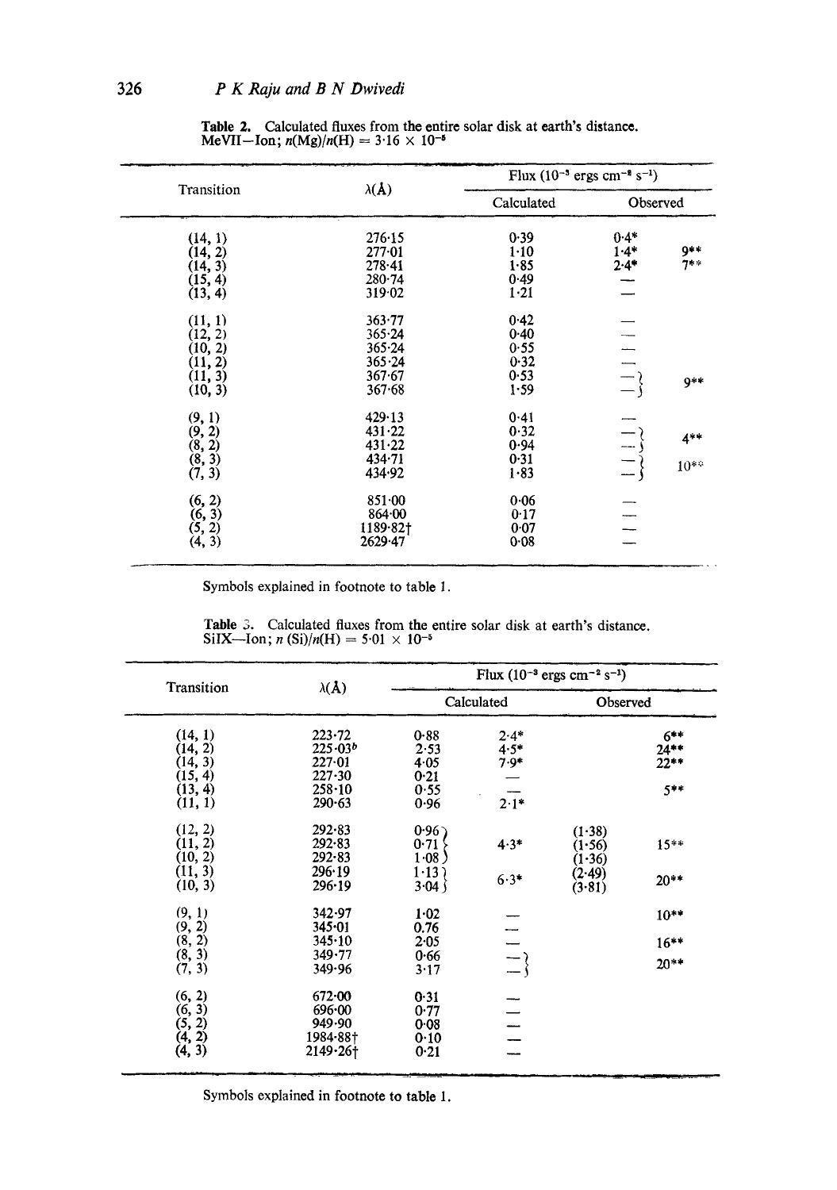**Table 2.** Calculated fluxes from the entire solar disk at earth's distance. MeVII—Ion; $n(\mathrm{Mg})/n(\mathrm{H}) = 3\cdot16 \times 10^{-5}$

| Transition | λ(Å) | Flux ($10^{-3}$ ergs cm$^{-2}$ s$^{-1}$) | | |
|---|---|---|---|---|
| | | Calculated | Observed | |
| (14, 1) | 276·15 | 0·39 | 0·4* | |
| (14, 2) | 277·01 | 1·10 | 1·4* | 9** |
| (14, 3) | 278·41 | 1·85 | 2·4* | 7** |
| (15, 4) | 280·74 | 0·49 | — | |
| (13, 4) | 319·02 | 1·21 | — | |
| (11, 1) | 363·77 | 0·42 | — | |
| (12, 2) | 365·24 | 0·40 | — | |
| (10, 2) | 365·24 | 0·55 | — | |
| (11, 2) | 365·24 | 0·32 | — | |
| (11, 3) | 367·67 | 0·53 | — } | 9** |
| (10, 3) | 367·68 | 1·59 | — } | |
| (9, 1) | 429·13 | 0·41 | — | |
| (9, 2) | 431·22 | 0·32 | — } | 4** |
| (8, 2) | 431·22 | 0·94 | — } | |
| (8, 3) | 434·71 | 0·31 | — } | 10** |
| (7, 3) | 434·92 | 1·83 | — } | |
| (6, 2) | 851·00 | 0·06 | — | |
| (6, 3) | 864·00 | 0·17 | — | |
| (5, 2) | 1189·82† | 0·07 | — | |
| (4, 3) | 2629·47 | 0·08 | — | |

Symbols explained in footnote to table 1.

**Table 3.** Calculated fluxes from the entire solar disk at earth's distance. SiIX—Ion; $n(\mathrm{Si})/n(\mathrm{H}) = 5\cdot01 \times 10^{-5}$

| Transition | λ(Å) | Flux ($10^{-3}$ ergs cm$^{-2}$ s$^{-1}$) | | | |
|---|---|---|---|---|---|
| | | Calculated | | Observed | |
| (14, 1) | 223·72 | 0·88 | 2·4* | | 6** |
| (14, 2) | 225·03$^{b}$ | 2·53 | 4·5* | | 24** |
| (14, 3) | 227·01 | 4·05 | 7·9* | | 22** |
| (15, 4) | 227·30 | 0·21 | — | | |
| (13, 4) | 258·10 | 0·55 | — | | 5** |
| (11, 1) | 290·63 | 0·96 | 2·1* | | |
| (12, 2) | 292·83 | 0·96 } | 4·3* | (1·38) | 15** |
| (11, 2) | 292·83 | 0·71 } | | (1·56) | |
| (10, 2) | 292·83 | 1·08 } | | (1·36) | |
| (11, 3) | 296·19 | 1·13 } | 6·3* | (2·49) | 20** |
| (10, 3) | 296·19 | 3·04 } | | (3·81) | |
| (9, 1) | 342·97 | 1·02 | — | | 10** |
| (9, 2) | 345·01 | 0.76 | — | | |
| (8, 2) | 345·10 | 2·05 | — | | 16** |
| (8, 3) | 349·77 | 0·66 | — } | | 20** |
| (7, 3) | 349·96 | 3·17 | — } | | |
| (6, 2) | 672·00 | 0·31 | — | | |
| (6, 3) | 696·00 | 0·77 | — | | |
| (5, 2) | 949·90 | 0·08 | — | | |
| (4, 2) | 1984·88† | 0·10 | — | | |
| (4, 3) | 2149·26† | 0·21 | — | | |

Symbols explained in footnote to table 1.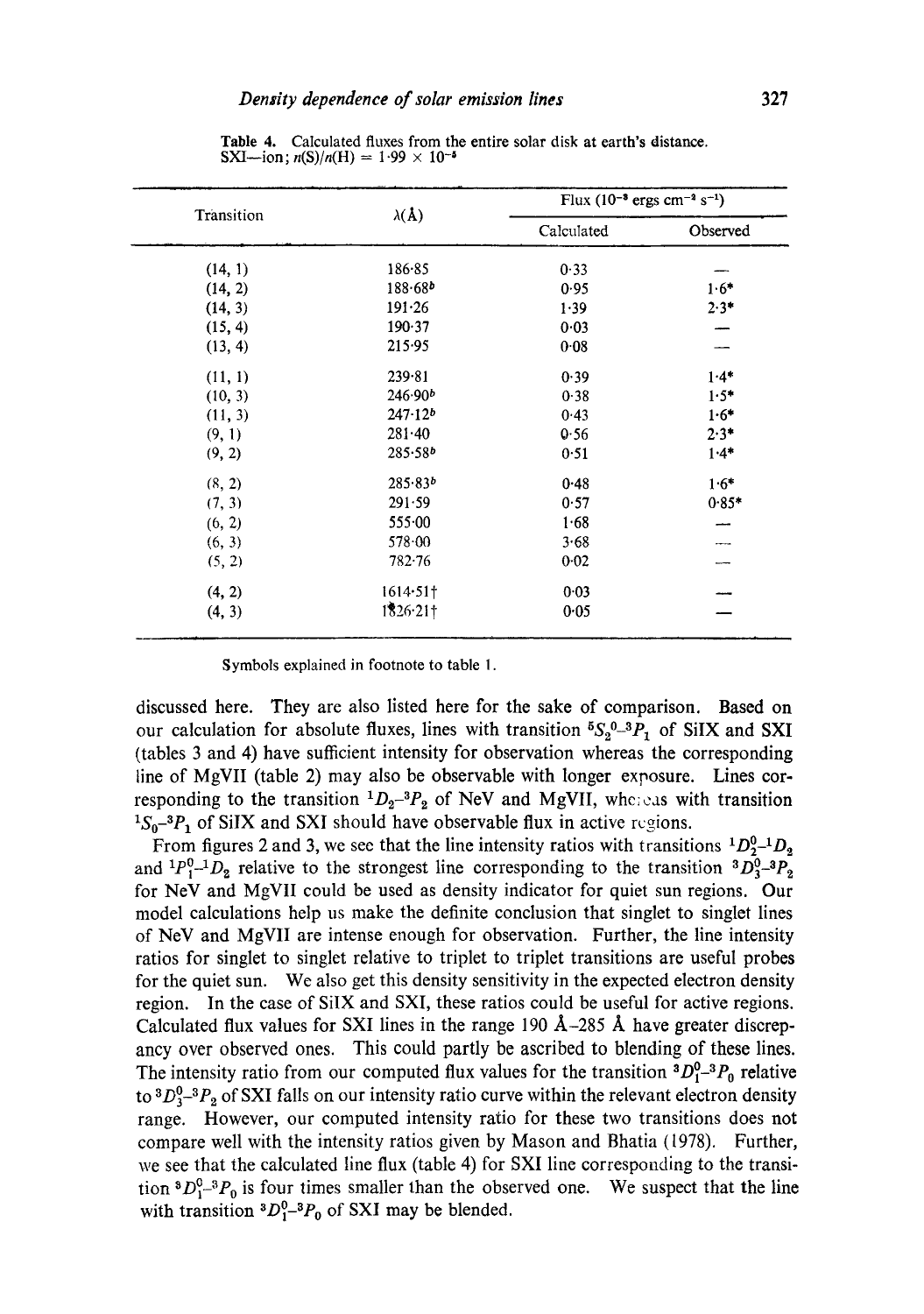**Table 4.** Calculated fluxes from the entire solar disk at earth's distance. SXI—ion; $n(S)/n(H) = 1\cdot99 \times 10^{-5}$

| Transition | λ(Å) | Flux ($10^{-3}$ ergs cm$^{-2}$ s$^{-1}$) | |
|---|---|---|---|
| | | Calculated | Observed |
| (14, 1) | 186·85 | 0·33 | — |
| (14, 2) | 188·68[b] | 0·95 | 1·6* |
| (14, 3) | 191·26 | 1·39 | 2·3* |
| (15, 4) | 190·37 | 0·03 | — |
| (13, 4) | 215·95 | 0·08 | — |
| (11, 1) | 239·81 | 0·39 | 1·4* |
| (10, 3) | 246·90[b] | 0·38 | 1·5* |
| (11, 3) | 247·12[b] | 0·43 | 1·6* |
| (9, 1) | 281·40 | 0·56 | 2·3* |
| (9, 2) | 285·58[b] | 0·51 | 1·4* |
| (8, 2) | 285·83[b] | 0·48 | 1·6* |
| (7, 3) | 291·59 | 0·57 | 0·85* |
| (6, 2) | 555·00 | 1·68 | — |
| (6, 3) | 578·00 | 3·68 | — |
| (5, 2) | 782·76 | 0·02 | — |
| (4, 2) | 1614·51† | 0·03 | — |
| (4, 3) | 1826·21† | 0·05 | — |

Symbols explained in footnote to table 1.

discussed here. They are also listed here for the sake of comparison. Based on our calculation for absolute fluxes, lines with transition ${}^5S_2^0$–${}^3P_1$ of SiIX and SXI (tables 3 and 4) have sufficient intensity for observation whereas the corresponding line of MgVII (table 2) may also be observable with longer exposure. Lines corresponding to the transition ${}^1D_2$–${}^3P_2$ of NeV and MgVII, whereas with transition ${}^1S_0$–${}^3P_1$ of SiIX and SXI should have observable flux in active regions.

From figures 2 and 3, we see that the line intensity ratios with transitions ${}^1D_2^0$–${}^1D_2$ and ${}^1P_1^0$–${}^1D_2$ relative to the strongest line corresponding to the transition ${}^3D_3^0$–${}^3P_2$ for NeV and MgVII could be used as density indicator for quiet sun regions. Our model calculations help us make the definite conclusion that singlet to singlet lines of NeV and MgVII are intense enough for observation. Further, the line intensity ratios for singlet to singlet relative to triplet to triplet transitions are useful probes for the quiet sun. We also get this density sensitivity in the expected electron density region. In the case of SiIX and SXI, these ratios could be useful for active regions. Calculated flux values for SXI lines in the range 190 Å–285 Å have greater discrepancy over observed ones. This could partly be ascribed to blending of these lines. The intensity ratio from our computed flux values for the transition ${}^3D_1^0$–${}^3P_0$ relative to ${}^3D_3^0$–${}^3P_2$ of SXI falls on our intensity ratio curve within the relevant electron density range. However, our computed intensity ratio for these two transitions does not compare well with the intensity ratios given by Mason and Bhatia (1978). Further, we see that the calculated line flux (table 4) for SXI line corresponding to the transition ${}^3D_1^0$–${}^3P_0$ is four times smaller than the observed one. We suspect that the line with transition ${}^3D_1^0$–${}^3P_0$ of SXI may be blended.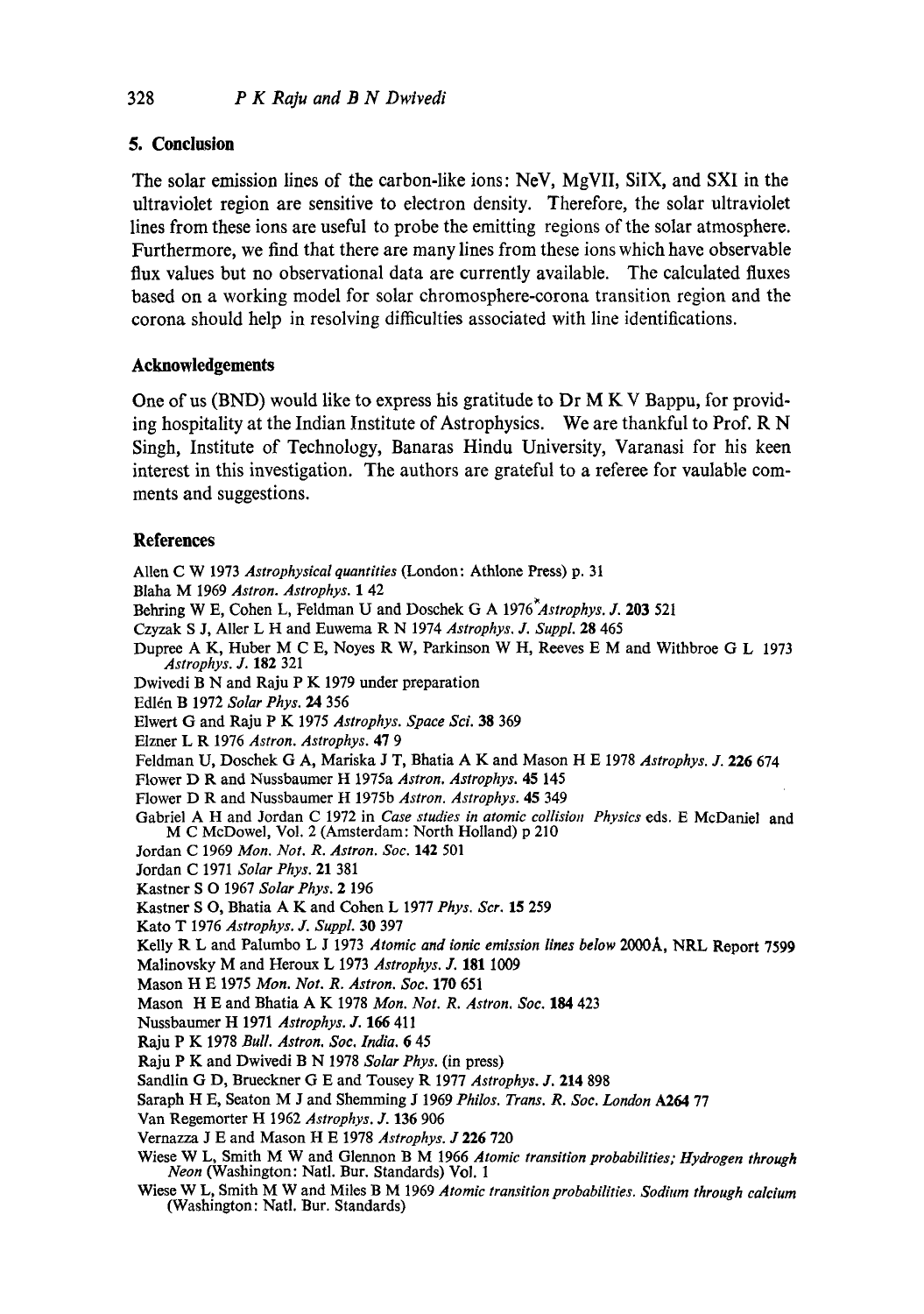## 5. Conclusion

The solar emission lines of the carbon-like ions: NeV, MgVII, SiIX, and SXI in the ultraviolet region are sensitive to electron density. Therefore, the solar ultraviolet lines from these ions are useful to probe the emitting regions of the solar atmosphere. Furthermore, we find that there are many lines from these ions which have observable flux values but no observational data are currently available. The calculated fluxes based on a working model for solar chromosphere-corona transition region and the corona should help in resolving difficulties associated with line identifications.

## Acknowledgements

One of us (BND) would like to express his gratitude to Dr M K V Bappu, for providing hospitality at the Indian Institute of Astrophysics. We are thankful to Prof. R N Singh, Institute of Technology, Banaras Hindu University, Varanasi for his keen interest in this investigation. The authors are grateful to a referee for vaulable comments and suggestions.

## References

Allen C W 1973 *Astrophysical quantities* (London: Athlone Press) p. 31

Blaha M 1969 *Astron. Astrophys.* **1** 42

Behring W E, Cohen L, Feldman U and Doschek G A 1976 *Astrophys. J.* **203** 521

Czyzak S J, Aller L H and Euwema R N 1974 *Astrophys. J. Suppl.* **28** 465

Dupree A K, Huber M C E, Noyes R W, Parkinson W H, Reeves E M and Withbroe G L 1973 *Astrophys. J.* **182** 321

Dwivedi B N and Raju P K 1979 under preparation

Edlén B 1972 *Solar Phys.* **24** 356

Elwert G and Raju P K 1975 *Astrophys. Space Sci.* **38** 369

Elzner L R 1976 *Astron. Astrophys.* **47** 9

Feldman U, Doschek G A, Mariska J T, Bhatia A K and Mason H E 1978 *Astrophys. J.* **226** 674

Flower D R and Nussbaumer H 1975a *Astron. Astrophys.* **45** 145

Flower D R and Nussbaumer H 1975b *Astron. Astrophys.* **45** 349

Gabriel A H and Jordan C 1972 in *Case studies in atomic collision Physics* eds. E McDaniel and M C McDowel, Vol. 2 (Amsterdam: North Holland) p 210

Jordan C 1969 *Mon. Not. R. Astron. Soc.* **142** 501

Jordan C 1971 *Solar Phys.* **21** 381

Kastner S O 1967 *Solar Phys.* **2** 196

Kastner S O, Bhatia A K and Cohen L 1977 *Phys. Scr.* **15** 259

Kato T 1976 *Astrophys. J. Suppl.* **30** 397

Kelly R L and Palumbo L J 1973 *Atomic and ionic emission lines below* 2000Å, NRL Report 7599

Malinovsky M and Heroux L 1973 *Astrophys. J.* **181** 1009

Mason H E 1975 *Mon. Not. R. Astron. Soc.* **170** 651

Mason H E and Bhatia A K 1978 *Mon. Not. R. Astron. Soc.* **184** 423

Nussbaumer H 1971 *Astrophys. J.* **166** 411

Raju P K 1978 *Bull. Astron. Soc. India.* **6** 45

Raju P K and Dwivedi B N 1978 *Solar Phys.* (in press)

Sandlin G D, Brueckner G E and Tousey R 1977 *Astrophys. J.* **214** 898

Saraph H E, Seaton M J and Shemming J 1969 *Philos. Trans. R. Soc. London* **A264** 77

Van Regemorter H 1962 *Astrophys. J.* **136** 906

Vernazza J E and Mason H E 1978 *Astrophys. J* **226** 720

Wiese W L, Smith M W and Glennon B M 1966 *Atomic transition probabilities; Hydrogen through Neon* (Washington: Natl. Bur. Standards) Vol. 1

Wiese W L, Smith M W and Miles B M 1969 *Atomic transition probabilities. Sodium through calcium* (Washington: Natl. Bur. Standards)